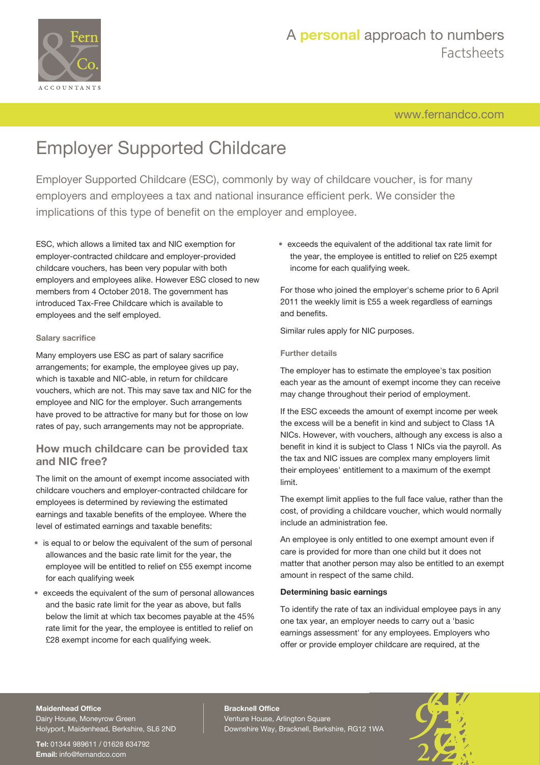# Employer Supported Childcare

Employer Supported Childcare (ESC), commonly by way of childcare voucher, is for many employers and employees a tax and national insurance efficient perk. We consider the implications of this type of benefit on the employer and employee.

ESC, which allows a limited tax and NIC exemption for employer-contracted childcare and employer-provided childcare vouchers, has been very popular with both employers and employees alike. However ESC closed to new members from 4 October 2018. The government has introduced Tax-Free Childcare which is available to employees and the self employed.

#### Salary sacrifice

Many employers use ESC as part of salary sacrifice arrangements; for example, the employee gives up pay, which is taxable and NIC-able, in return for childcare vouchers, which are not. This may save tax and NIC for the employee and NIC for the employer. Such arrangements have proved to be attractive for many but for those on low rates of pay, such arrangements may not be appropriate.

## How much childcare can be provided tax and NIC free?

The limit on the amount of exempt income associated with childcare vouchers and employer-contracted childcare for employees is determined by reviewing the estimated earnings and taxable benefits of the employee. Where the level of estimated earnings and taxable benefits:

- is equal to or below the equivalent of the sum of personal allowances and the basic rate limit for the year, the employee will be entitled to relief on £55 exempt income for each qualifying week
- exceeds the equivalent of the sum of personal allowances and the basic rate limit for the year as above, but falls below the limit at which tax becomes payable at the 45% rate limit for the year, the employee is entitled to relief on £28 exempt income for each qualifying week.
- exceeds the equivalent of the additional tax rate limit for the year, the employee is entitled to relief on £25 exempt income for each qualifying week.

For those who joined the employer's scheme prior to 6 April 2011 the weekly limit is £55 a week regardless of earnings and benefits.

Similar rules apply for NIC purposes.

#### Further details

The employer has to estimate the employee's tax position each year as the amount of exempt income they can receive may change throughout their period of employment.

If the ESC exceeds the amount of exempt income per week the excess will be a benefit in kind and subject to Class 1A NICs. However, with vouchers, although any excess is also a benefit in kind it is subject to Class 1 NICs via the payroll. As the tax and NIC issues are complex many employers limit their employees' entitlement to a maximum of the exempt limit.

The exempt limit applies to the full face value, rather than the cost, of providing a childcare voucher, which would normally include an administration fee.

An employee is only entitled to one exempt amount even if care is provided for more than one child but it does not matter that another person may also be entitled to an exempt amount in respect of the same child.

**Determining basic earnings**

To identify the rate of tax an individual employee pays in any one tax year, an employer needs to carry out a 'basic earnings assessment' for any employees. Employers who offer or provide employer childcare are required, at the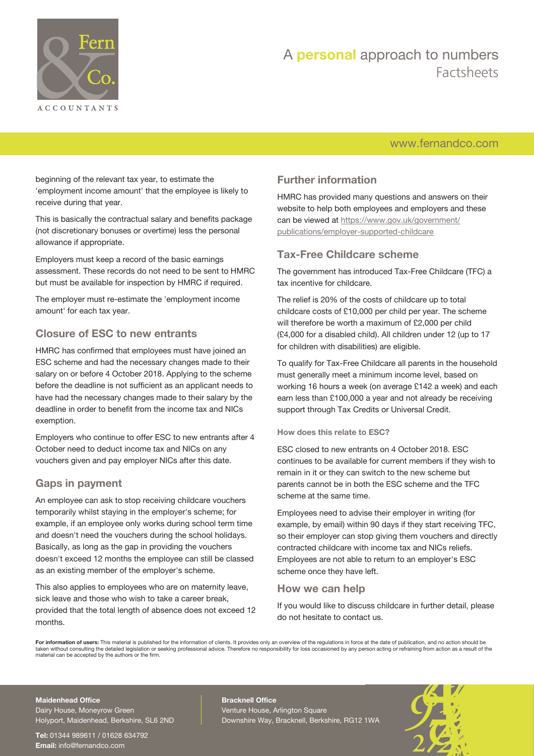beginning of the relevant tax year, to estimate the 'employment income amount' that the employee is likely to receive during that year.

This is basically the contractual salary and benefits package (not discretionary bonuses or overtime) less the personal allowance if appropriate.

Employers must keep a record of the basic earnings assessment. These records do not need to be sent to HMRC but must be available for inspection by HMRC if required.

The employer must re-estimate the 'employment income amount' for each tax year.

## Closure of ESC to new entrants

HMRC has confirmed that employees must have joined an ESC scheme and had the necessary changes made to their salary on or before 4 October 2018. Applying to the scheme before the deadline is not sufficient as an applicant needs to have had the necessary changes made to their salary by the deadline in order to benefit from the income tax and NICs exemption.

Employers who continue to offer ESC to new entrants after 4 October need to deduct income tax and NICs on any vouchers given and pay employer NICs after this date.

## Gaps in payment

An employee can ask to stop receiving childcare vouchers temporarily whilst staying in the employer's scheme; for example, if an employee only works during school term time and doesn't need the vouchers during the school holidays. Basically, as long as the gap in providing the vouchers doesn't exceed 12 months the employee can still be classed as an existing member of the employer's scheme.

This also applies to employees who are on maternity leave, sick leave and those who wish to take a career break, provided that the total length of absence does not exceed 12 months.

## Further information

HMRC has provided many questions and answers on their website to help both employees and employers and these can be viewed at https://www.gov.uk/government/publications/employer-supported-childcare

## Tax-Free Childcare scheme

The government has introduced Tax-Free Childcare (TFC) a tax incentive for childcare.

The relief is 20% of the costs of childcare up to total childcare costs of £10,000 per child per year. The scheme will therefore be worth a maximum of £2,000 per child (£4,000 for a disabled child). All children under 12 (up to 17 for children with disabilities) are eligible.

To qualify for Tax-Free Childcare all parents in the household must generally meet a minimum income level, based on working 16 hours a week (on average £142 a week) and each earn less than £100,000 a year and not already be receiving support through Tax Credits or Universal Credit.

### How does this relate to ESC?

ESC closed to new entrants on 4 October 2018. ESC continues to be available for current members if they wish to remain in it or they can switch to the new scheme but parents cannot be in both the ESC scheme and the TFC scheme at the same time.

Employees need to advise their employer in writing (for example, by email) within 90 days if they start receiving TFC, so their employer can stop giving them vouchers and directly contracted childcare with income tax and NICs reliefs. Employees are not able to return to an employer's ESC scheme once they have left.

## How we can help

If you would like to discuss childcare in further detail, please do not hesitate to contact us.

**For information of users:** This material is published for the information of clients. It provides only an overview of the regulations in force at the date of publication, and no action should be taken without consulting the detailed legislation or seeking professional advice. Therefore no responsibility for loss occasioned by any person acting or refraining from action as a result of the material can be accepted by the authors or the firm.